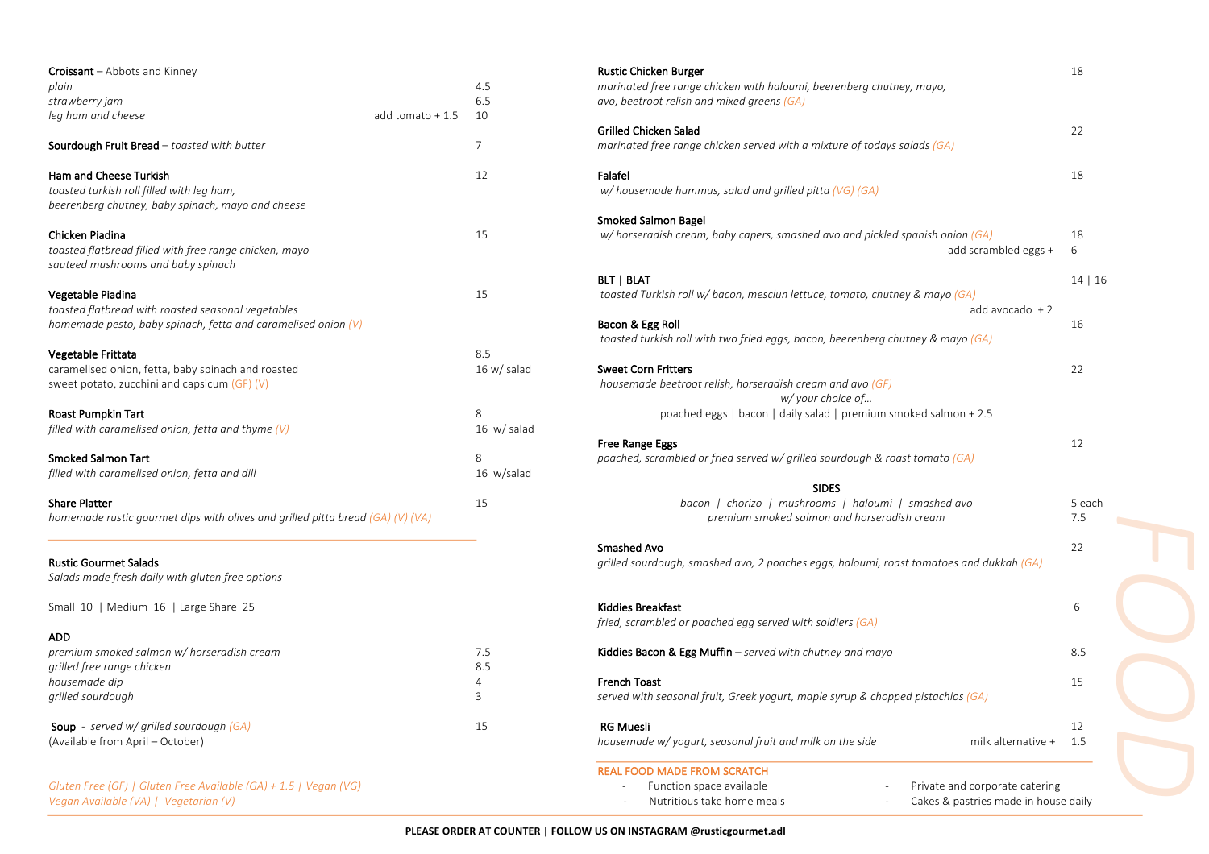**Croissant** – Abbots and Kinney

| | | |
|---|---|---|
| *plain* | | 4.5 |
| *strawberry jam* | | 6.5 |
| *leg ham and cheese* | add tomato + 1.5 | 10 |

**Sourdough Fruit Bread** – *toasted with butter* — 7

**Ham and Cheese Turkish** — 12
*toasted turkish roll filled with leg ham, beerenberg chutney, baby spinach, mayo and cheese*

**Chicken Piadina** — 15
*toasted flatbread filled with free range chicken, mayo sauteed mushrooms and baby spinach*

**Vegetable Piadina** — 15
*toasted flatbread with roasted seasonal vegetables homemade pesto, baby spinach, fetta and caramelised onion (V)*

**Vegetable Frittata** — 8.5 | 16 w/ salad
caramelised onion, fetta, baby spinach and roasted sweet potato, zucchini and capsicum (GF) (V)

**Roast Pumpkin Tart** — 8 | 16 w/ salad
*filled with caramelised onion, fetta and thyme (V)*

**Smoked Salmon Tart** — 8 | 16 w/salad
*filled with caramelised onion, fetta and dill*

**Share Platter** — 15
*homemade rustic gourmet dips with olives and grilled pitta bread (GA) (V) (VA)*

---

**Rustic Gourmet Salads**
*Salads made fresh daily with gluten free options*

Small 10 | Medium 16 | Large Share 25

**ADD**

| | |
|---|---|
| *premium smoked salmon w/ horseradish cream* | 7.5 |
| *grilled free range chicken* | 8.5 |
| *housemade dip* | 4 |
| *grilled sourdough* | 3 |

---

**Soup** - *served w/ grilled sourdough (GA)* — 15
(Available from April – October)

*Gluten Free (GF) | Gluten Free Available (GA) + 1.5 | Vegan (VG)*
*Vegan Available (VA) | Vegetarian (V)*

**Rustic Chicken Burger** — 18
*marinated free range chicken with haloumi, beerenberg chutney, mayo, avo, beetroot relish and mixed greens (GA)*

**Grilled Chicken Salad** — 22
*marinated free range chicken served with a mixture of todays salads (GA)*

**Falafel** — 18
*w/ housemade hummus, salad and grilled pitta (VG) (GA)*

**Smoked Salmon Bagel** — 18
*w/ horseradish cream, baby capers, smashed avo and pickled spanish onion (GA)*
add scrambled eggs + 6

**BLT | BLAT** — 14 | 16
*toasted Turkish roll w/ bacon, mesclun lettuce, tomato, chutney & mayo (GA)*
add avocado + 2

**Bacon & Egg Roll** — 16
*toasted turkish roll with two fried eggs, bacon, beerenberg chutney & mayo (GA)*

**Sweet Corn Fritters** — 22
*housemade beetroot relish, horseradish cream and avo (GF)*
*w/ your choice of…*
poached eggs | bacon | daily salad | premium smoked salmon + 2.5

**Free Range Eggs** — 12
*poached, scrambled or fried served w/ grilled sourdough & roast tomato (GA)*

**SIDES**

| | |
|---|---|
| *bacon \| chorizo \| mushrooms \| haloumi \| smashed avo* | 5 each |
| *premium smoked salmon and horseradish cream* | 7.5 |

**Smashed Avo** — 22
*grilled sourdough, smashed avo, 2 poaches eggs, haloumi, roast tomatoes and dukkah (GA)*

**Kiddies Breakfast** — 6
*fried, scrambled or poached egg served with soldiers (GA)*

**Kiddies Bacon & Egg Muffin** – *served with chutney and mayo* — 8.5

**French Toast** — 15
*served with seasonal fruit, Greek yogurt, maple syrup & chopped pistachios (GA)*

**RG Muesli** — 12
*housemade w/ yogurt, seasonal fruit and milk on the side*
milk alternative + 1.5

---

REAL FOOD MADE FROM SCRATCH

- Function space available
- Nutritious take home meals
- Private and corporate catering
- Cakes & pastries made in house daily

FOOD

**PLEASE ORDER AT COUNTER | FOLLOW US ON INSTAGRAM @rusticgourmet.adl**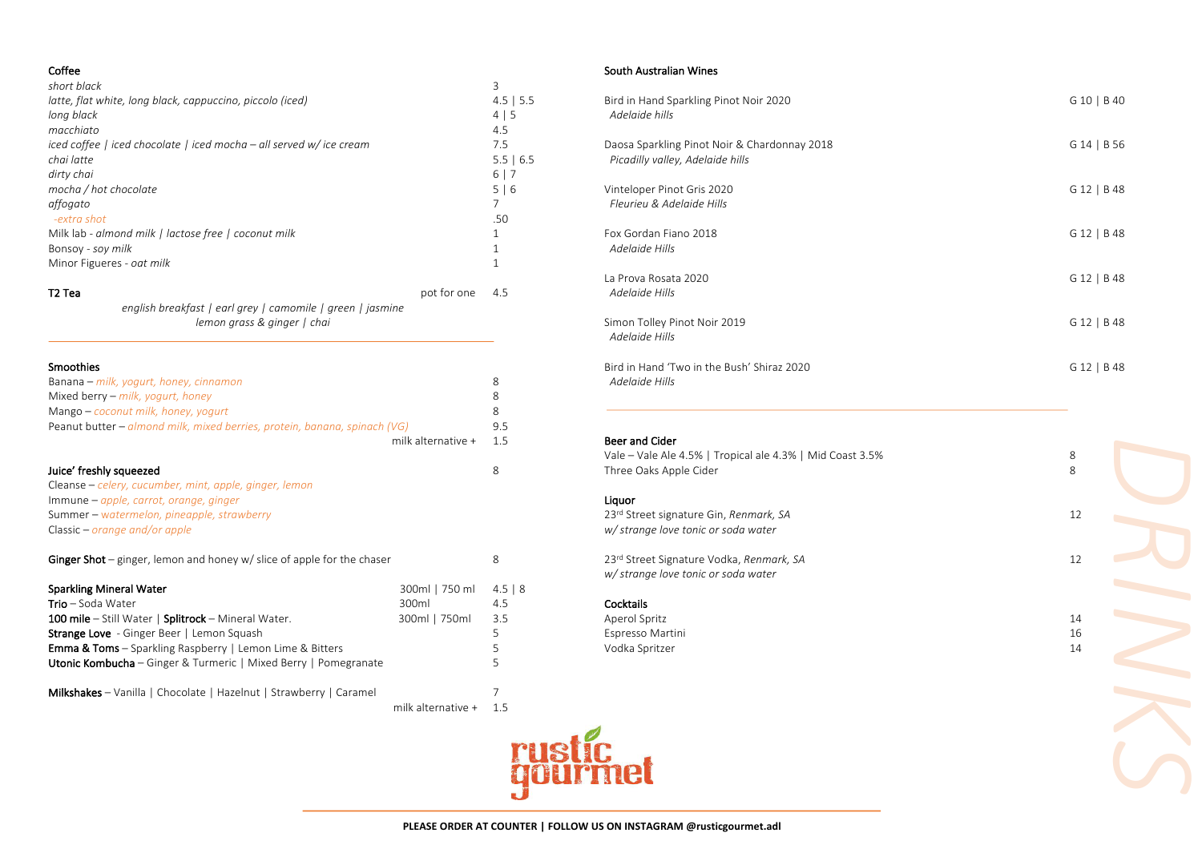## Coffee

| | |
|---|---|
| *short black* | 3 |
| *latte, flat white, long black, cappuccino, piccolo (iced)* | 4.5 \| 5.5 |
| *long black* | 4 \| 5 |
| *macchiato* | 4.5 |
| *iced coffee \| iced chocolate \| iced mocha – all served w/ ice cream* | 7.5 |
| *chai latte* | 5.5 \| 6.5 |
| *dirty chai* | 6 \| 7 |
| *mocha / hot chocolate* | 5 \| 6 |
| *affogato* | 7 |
| *-extra shot* | .50 |
| Milk lab - *almond milk \| lactose free \| coconut milk* | 1 |
| Bonsoy - *soy milk* | 1 |
| Minor Figueres - *oat milk* | 1 |

**T2 Tea** pot for one 4.5

*english breakfast | earl grey | camomile | green | jasmine*
*lemon grass & ginger | chai*

## Smoothies

| | |
|---|---|
| Banana – *milk, yogurt, honey, cinnamon* | 8 |
| Mixed berry – *milk, yogurt, honey* | 8 |
| Mango – *coconut milk, honey, yogurt* | 8 |
| Peanut butter – *almond milk, mixed berries, protein, banana, spinach (VG)* | 9.5 |
| milk alternative + | 1.5 |

## Juice' freshly squeezed 8

- Cleanse – *celery, cucumber, mint, apple, ginger, lemon*
- Immune – *apple, carrot, orange, ginger*
- Summer – *watermelon, pineapple, strawberry*
- Classic – *orange and/or apple*

**Ginger Shot** – ginger, lemon and honey w/ slice of apple for the chaser 8

| | | |
|---|---|---|
| **Sparkling Mineral Water** | 300ml \| 750 ml | 4.5 \| 8 |
| **Trio** – Soda Water | 300ml | 4.5 |
| **100 mile** – Still Water \| **Splitrock** – Mineral Water. | 300ml \| 750ml | 3.5 |
| **Strange Love** - Ginger Beer \| Lemon Squash | | 5 |
| **Emma & Toms** – Sparkling Raspberry \| Lemon Lime & Bitters | | 5 |
| **Utonic Kombucha** – Ginger & Turmeric \| Mixed Berry \| Pomegranate | | 5 |

**Milkshakes** – Vanilla | Chocolate | Hazelnut | Strawberry | Caramel 7

milk alternative + 1.5

## South Australian Wines

| | |
|---|---|
| Bird in Hand Sparkling Pinot Noir 2020<br>*Adelaide hills* | G 10 \| B 40 |
| Daosa Sparkling Pinot Noir & Chardonnay 2018<br>*Picadilly valley, Adelaide hills* | G 14 \| B 56 |
| Vinteloper Pinot Gris 2020<br>*Fleurieu & Adelaide Hills* | G 12 \| B 48 |
| Fox Gordan Fiano 2018<br>*Adelaide Hills* | G 12 \| B 48 |
| La Prova Rosata 2020<br>*Adelaide Hills* | G 12 \| B 48 |
| Simon Tolley Pinot Noir 2019<br>*Adelaide Hills* | G 12 \| B 48 |
| Bird in Hand 'Two in the Bush' Shiraz 2020<br>*Adelaide Hills* | G 12 \| B 48 |

## Beer and Cider

| | |
|---|---|
| Vale – Vale Ale 4.5% \| Tropical ale 4.3% \| Mid Coast 3.5% | 8 |
| Three Oaks Apple Cider | 8 |

## Liquor

| | |
|---|---|
| 23rd Street signature Gin, *Renmark, SA*<br>*w/ strange love tonic or soda water* | 12 |
| 23rd Street Signature Vodka, *Renmark, SA*<br>*w/ strange love tonic or soda water* | 12 |

## Cocktails

| | |
|---|---|
| Aperol Spritz | 14 |
| Espresso Martini | 16 |
| Vodka Spritzer | 14 |

DRINKS

rustic gourmet

**PLEASE ORDER AT COUNTER | FOLLOW US ON INSTAGRAM @rusticgourmet.adl**